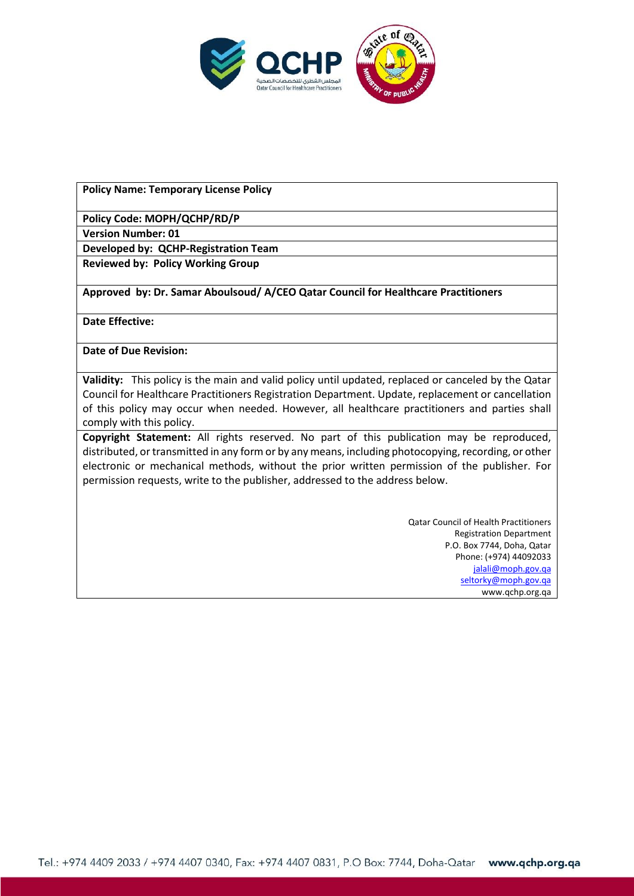**Policy Name: Temporary License Policy**

**Policy Code: MOPH/QCHP/RD/P**

**Version Number: 01**

**Developed by: QCHP-Registration Team**

**Reviewed by: Policy Working Group**

**Approved by: Dr. Samar Aboulsoud/ A/CEO Qatar Council for Healthcare Practitioners**

**Date Effective:**

**Date of Due Revision:**

**Validity:** This policy is the main and valid policy until updated, replaced or canceled by the Qatar Council for Healthcare Practitioners Registration Department. Update, replacement or cancellation of this policy may occur when needed. However, all healthcare practitioners and parties shall comply with this policy.

**Copyright Statement:** All rights reserved. No part of this publication may be reproduced, distributed, or transmitted in any form or by any means, including photocopying, recording, or other electronic or mechanical methods, without the prior written permission of the publisher. For permission requests, write to the publisher, addressed to the address below.

Qatar Council of Health Practitioners
Registration Department
P.O. Box 7744, Doha, Qatar
Phone: (+974) 44092033
jalali@moph.gov.qa
seltorky@moph.gov.qa
www.qchp.org.qa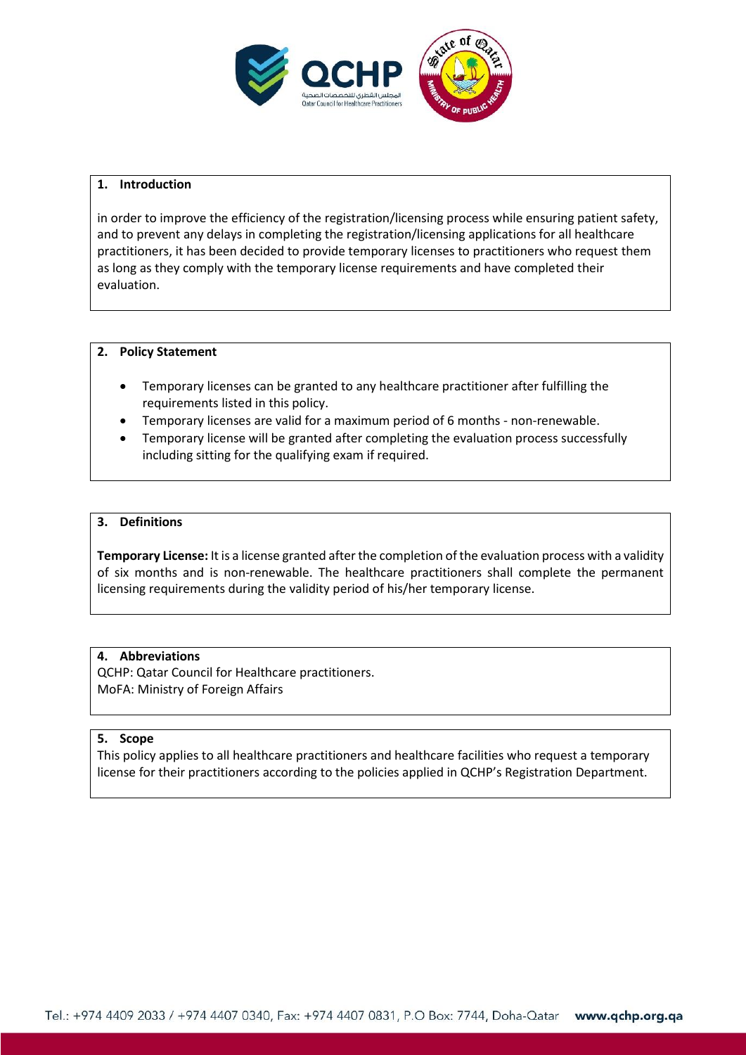## 1. Introduction

in order to improve the efficiency of the registration/licensing process while ensuring patient safety, and to prevent any delays in completing the registration/licensing applications for all healthcare practitioners, it has been decided to provide temporary licenses to practitioners who request them as long as they comply with the temporary license requirements and have completed their evaluation.

## 2. Policy Statement

- Temporary licenses can be granted to any healthcare practitioner after fulfilling the requirements listed in this policy.
- Temporary licenses are valid for a maximum period of 6 months - non-renewable.
- Temporary license will be granted after completing the evaluation process successfully including sitting for the qualifying exam if required.

## 3. Definitions

**Temporary License:** It is a license granted after the completion of the evaluation process with a validity of six months and is non-renewable. The healthcare practitioners shall complete the permanent licensing requirements during the validity period of his/her temporary license.

## 4. Abbreviations

QCHP: Qatar Council for Healthcare practitioners.
MoFA: Ministry of Foreign Affairs

## 5. Scope

This policy applies to all healthcare practitioners and healthcare facilities who request a temporary license for their practitioners according to the policies applied in QCHP's Registration Department.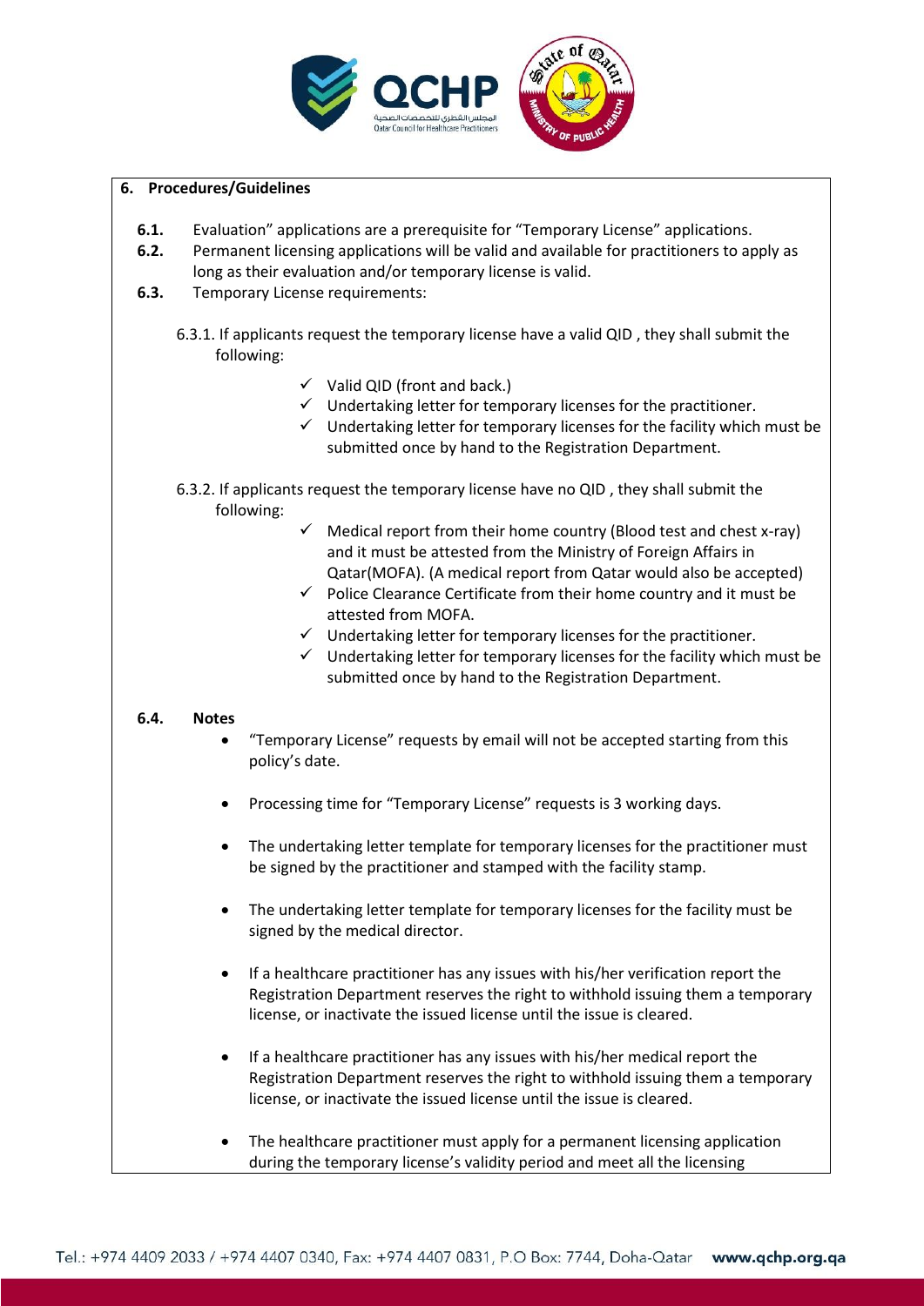## 6. Procedures/Guidelines

**6.1.** Evaluation" applications are a prerequisite for "Temporary License" applications.

**6.2.** Permanent licensing applications will be valid and available for practitioners to apply as long as their evaluation and/or temporary license is valid.

**6.3.** Temporary License requirements:

6.3.1. If applicants request the temporary license have a valid QID , they shall submit the following:

- ✓ Valid QID (front and back.)
- ✓ Undertaking letter for temporary licenses for the practitioner.
- ✓ Undertaking letter for temporary licenses for the facility which must be submitted once by hand to the Registration Department.

6.3.2. If applicants request the temporary license have no QID , they shall submit the following:

- ✓ Medical report from their home country (Blood test and chest x-ray) and it must be attested from the Ministry of Foreign Affairs in Qatar(MOFA). (A medical report from Qatar would also be accepted)
- ✓ Police Clearance Certificate from their home country and it must be attested from MOFA.
- ✓ Undertaking letter for temporary licenses for the practitioner.
- ✓ Undertaking letter for temporary licenses for the facility which must be submitted once by hand to the Registration Department.

**6.4. Notes**

- "Temporary License" requests by email will not be accepted starting from this policy's date.
- Processing time for "Temporary License" requests is 3 working days.
- The undertaking letter template for temporary licenses for the practitioner must be signed by the practitioner and stamped with the facility stamp.
- The undertaking letter template for temporary licenses for the facility must be signed by the medical director.
- If a healthcare practitioner has any issues with his/her verification report the Registration Department reserves the right to withhold issuing them a temporary license, or inactivate the issued license until the issue is cleared.
- If a healthcare practitioner has any issues with his/her medical report the Registration Department reserves the right to withhold issuing them a temporary license, or inactivate the issued license until the issue is cleared.
- The healthcare practitioner must apply for a permanent licensing application during the temporary license's validity period and meet all the licensing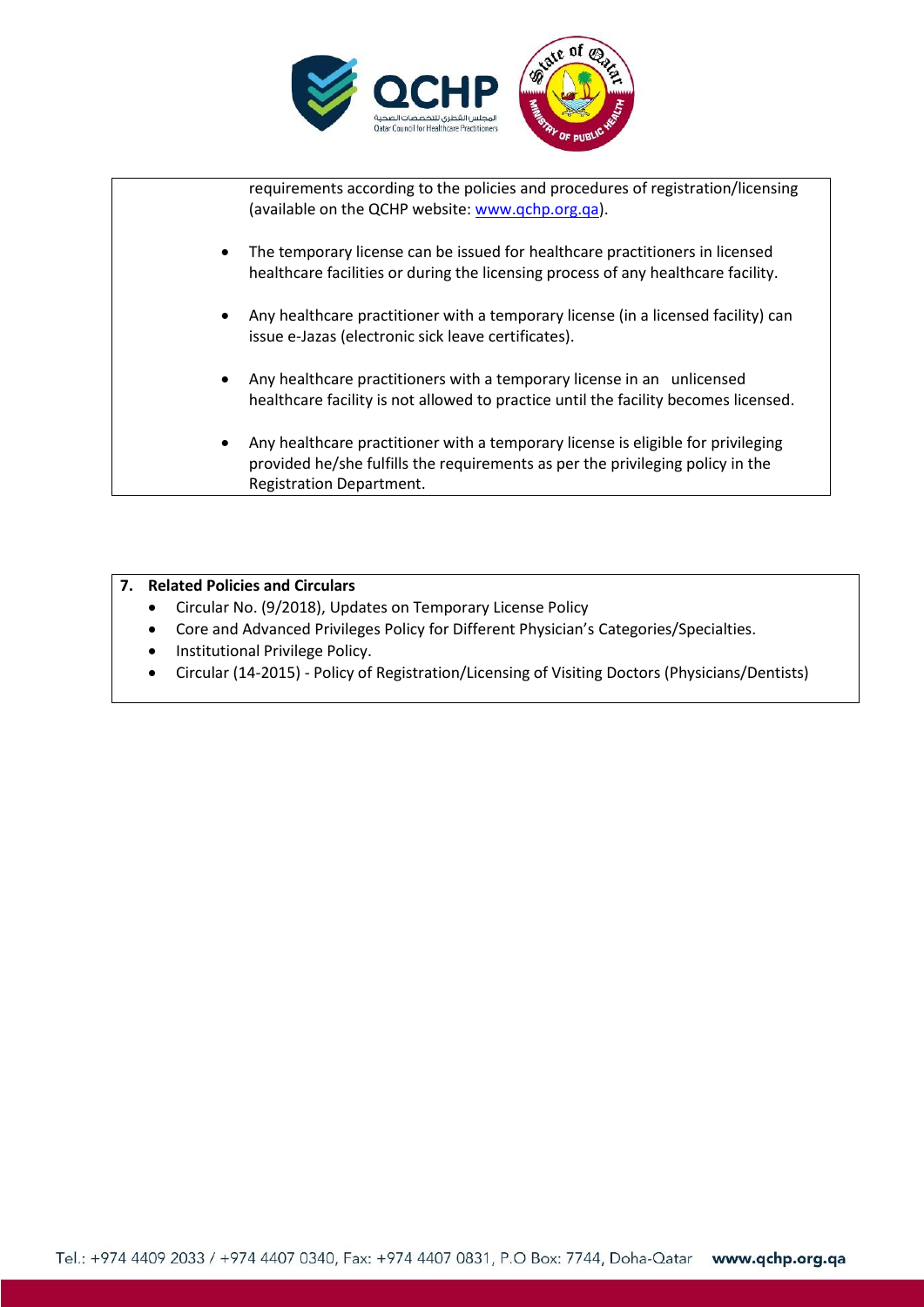requirements according to the policies and procedures of registration/licensing (available on the QCHP website: www.qchp.org.qa).

- The temporary license can be issued for healthcare practitioners in licensed healthcare facilities or during the licensing process of any healthcare facility.
- Any healthcare practitioner with a temporary license (in a licensed facility) can issue e-Jazas (electronic sick leave certificates).
- Any healthcare practitioners with a temporary license in an unlicensed healthcare facility is not allowed to practice until the facility becomes licensed.
- Any healthcare practitioner with a temporary license is eligible for privileging provided he/she fulfills the requirements as per the privileging policy in the Registration Department.

## 7. Related Policies and Circulars

- Circular No. (9/2018), Updates on Temporary License Policy
- Core and Advanced Privileges Policy for Different Physician's Categories/Specialties.
- Institutional Privilege Policy.
- Circular (14-2015) - Policy of Registration/Licensing of Visiting Doctors (Physicians/Dentists)